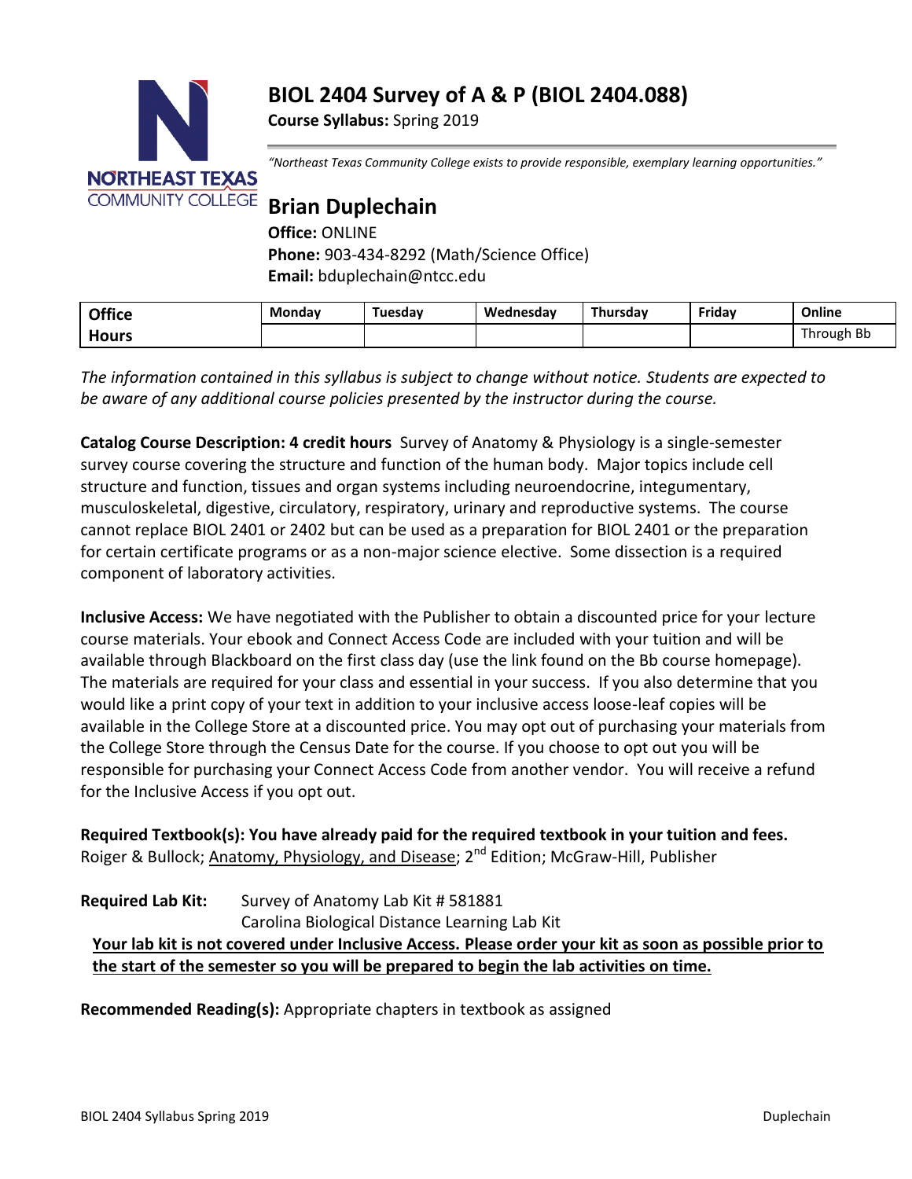# BIOL 2404 Survey of A & P (BIOL 2404.088)

**Course Syllabus:** Spring 2019

*"Northeast Texas Community College exists to provide responsible, exemplary learning opportunities."*

## Brian Duplechain

**Office:** ONLINE
**Phone:** 903-434-8292 (Math/Science Office)
**Email:** bduplechain@ntcc.edu

| Office Hours | Monday | Tuesday | Wednesday | Thursday | Friday | Online |
|---|---|---|---|---|---|---|
| | | | | | | Through Bb |

*The information contained in this syllabus is subject to change without notice. Students are expected to be aware of any additional course policies presented by the instructor during the course.*

**Catalog Course Description: 4 credit hours** Survey of Anatomy & Physiology is a single-semester survey course covering the structure and function of the human body. Major topics include cell structure and function, tissues and organ systems including neuroendocrine, integumentary, musculoskeletal, digestive, circulatory, respiratory, urinary and reproductive systems. The course cannot replace BIOL 2401 or 2402 but can be used as a preparation for BIOL 2401 or the preparation for certain certificate programs or as a non-major science elective. Some dissection is a required component of laboratory activities.

**Inclusive Access:** We have negotiated with the Publisher to obtain a discounted price for your lecture course materials. Your ebook and Connect Access Code are included with your tuition and will be available through Blackboard on the first class day (use the link found on the Bb course homepage). The materials are required for your class and essential in your success. If you also determine that you would like a print copy of your text in addition to your inclusive access loose-leaf copies will be available in the College Store at a discounted price. You may opt out of purchasing your materials from the College Store through the Census Date for the course. If you choose to opt out you will be responsible for purchasing your Connect Access Code from another vendor. You will receive a refund for the Inclusive Access if you opt out.

**Required Textbook(s): You have already paid for the required textbook in your tuition and fees.**
Roiger & Bullock; Anatomy, Physiology, and Disease; 2nd Edition; McGraw-Hill, Publisher

**Required Lab Kit:** Survey of Anatomy Lab Kit # 581881
Carolina Biological Distance Learning Lab Kit

**Your lab kit is not covered under Inclusive Access. Please order your kit as soon as possible prior to the start of the semester so you will be prepared to begin the lab activities on time.**

**Recommended Reading(s):** Appropriate chapters in textbook as assigned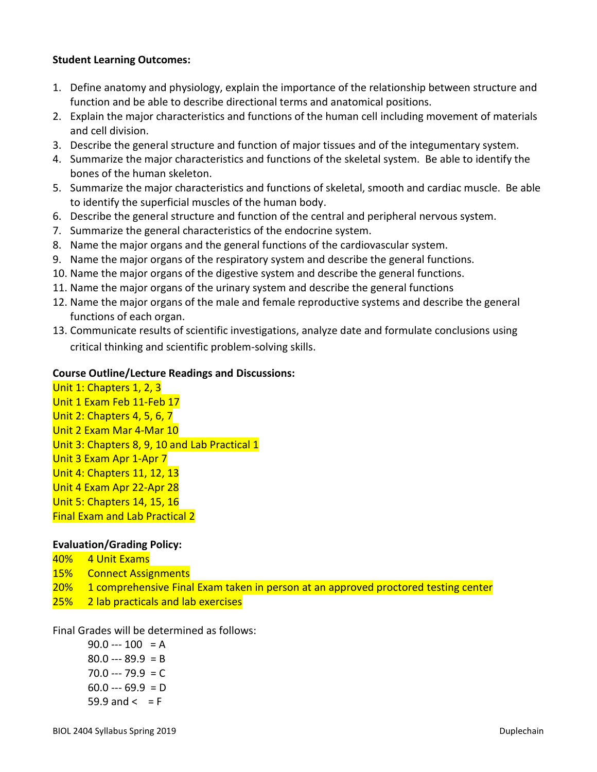**Student Learning Outcomes:**

1. Define anatomy and physiology, explain the importance of the relationship between structure and function and be able to describe directional terms and anatomical positions.
2. Explain the major characteristics and functions of the human cell including movement of materials and cell division.
3. Describe the general structure and function of major tissues and of the integumentary system.
4. Summarize the major characteristics and functions of the skeletal system. Be able to identify the bones of the human skeleton.
5. Summarize the major characteristics and functions of skeletal, smooth and cardiac muscle. Be able to identify the superficial muscles of the human body.
6. Describe the general structure and function of the central and peripheral nervous system.
7. Summarize the general characteristics of the endocrine system.
8. Name the major organs and the general functions of the cardiovascular system.
9. Name the major organs of the respiratory system and describe the general functions.
10. Name the major organs of the digestive system and describe the general functions.
11. Name the major organs of the urinary system and describe the general functions
12. Name the major organs of the male and female reproductive systems and describe the general functions of each organ.
13. Communicate results of scientific investigations, analyze date and formulate conclusions using critical thinking and scientific problem-solving skills.

**Course Outline/Lecture Readings and Discussions:**

Unit 1: Chapters 1, 2, 3
Unit 1 Exam Feb 11-Feb 17
Unit 2: Chapters 4, 5, 6, 7
Unit 2 Exam Mar 4-Mar 10
Unit 3: Chapters 8, 9, 10 and Lab Practical 1
Unit 3 Exam Apr 1-Apr 7
Unit 4: Chapters 11, 12, 13
Unit 4 Exam Apr 22-Apr 28
Unit 5: Chapters 14, 15, 16
Final Exam and Lab Practical 2

**Evaluation/Grading Policy:**

40% 4 Unit Exams
15% Connect Assignments
20% 1 comprehensive Final Exam taken in person at an approved proctored testing center
25% 2 lab practicals and lab exercises

Final Grades will be determined as follows:

90.0 --- 100 = A
80.0 --- 89.9 = B
70.0 --- 79.9 = C
60.0 --- 69.9 = D
59.9 and < = F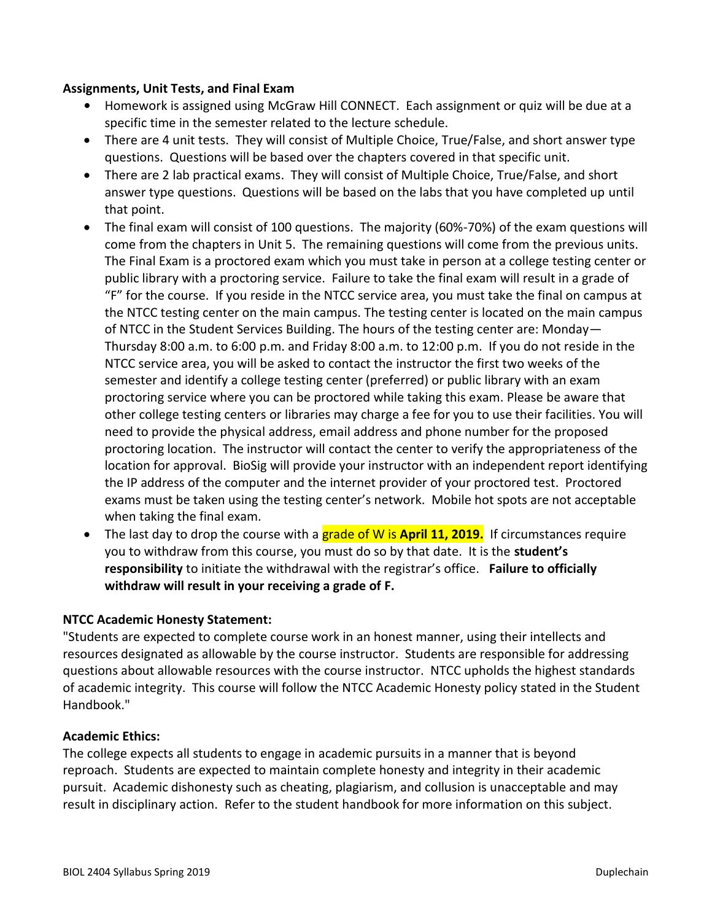**Assignments, Unit Tests, and Final Exam**

- Homework is assigned using McGraw Hill CONNECT. Each assignment or quiz will be due at a specific time in the semester related to the lecture schedule.
- There are 4 unit tests. They will consist of Multiple Choice, True/False, and short answer type questions. Questions will be based over the chapters covered in that specific unit.
- There are 2 lab practical exams. They will consist of Multiple Choice, True/False, and short answer type questions. Questions will be based on the labs that you have completed up until that point.
- The final exam will consist of 100 questions. The majority (60%-70%) of the exam questions will come from the chapters in Unit 5. The remaining questions will come from the previous units. The Final Exam is a proctored exam which you must take in person at a college testing center or public library with a proctoring service. Failure to take the final exam will result in a grade of "F" for the course. If you reside in the NTCC service area, you must take the final on campus at the NTCC testing center on the main campus. The testing center is located on the main campus of NTCC in the Student Services Building. The hours of the testing center are: Monday—Thursday 8:00 a.m. to 6:00 p.m. and Friday 8:00 a.m. to 12:00 p.m. If you do not reside in the NTCC service area, you will be asked to contact the instructor the first two weeks of the semester and identify a college testing center (preferred) or public library with an exam proctoring service where you can be proctored while taking this exam. Please be aware that other college testing centers or libraries may charge a fee for you to use their facilities. You will need to provide the physical address, email address and phone number for the proposed proctoring location. The instructor will contact the center to verify the appropriateness of the location for approval. BioSig will provide your instructor with an independent report identifying the IP address of the computer and the internet provider of your proctored test. Proctored exams must be taken using the testing center's network. Mobile hot spots are not acceptable when taking the final exam.
- The last day to drop the course with a grade of W is **April 11, 2019.** If circumstances require you to withdraw from this course, you must do so by that date. It is the **student's responsibility** to initiate the withdrawal with the registrar's office. **Failure to officially withdraw will result in your receiving a grade of F.**

**NTCC Academic Honesty Statement:**

"Students are expected to complete course work in an honest manner, using their intellects and resources designated as allowable by the course instructor. Students are responsible for addressing questions about allowable resources with the course instructor. NTCC upholds the highest standards of academic integrity. This course will follow the NTCC Academic Honesty policy stated in the Student Handbook."

**Academic Ethics:**

The college expects all students to engage in academic pursuits in a manner that is beyond reproach. Students are expected to maintain complete honesty and integrity in their academic pursuit. Academic dishonesty such as cheating, plagiarism, and collusion is unacceptable and may result in disciplinary action. Refer to the student handbook for more information on this subject.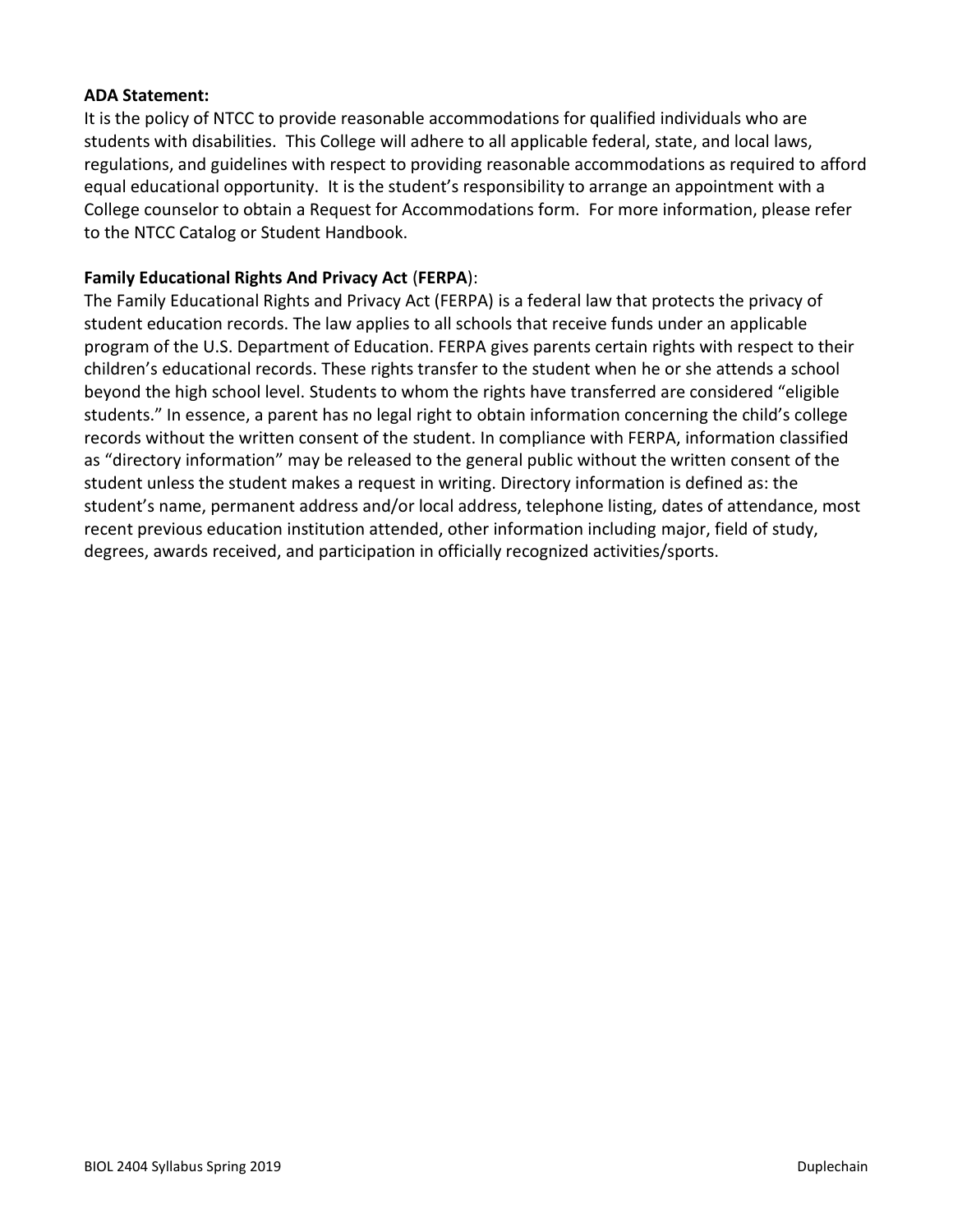**ADA Statement:**

It is the policy of NTCC to provide reasonable accommodations for qualified individuals who are students with disabilities. This College will adhere to all applicable federal, state, and local laws, regulations, and guidelines with respect to providing reasonable accommodations as required to afford equal educational opportunity. It is the student's responsibility to arrange an appointment with a College counselor to obtain a Request for Accommodations form. For more information, please refer to the NTCC Catalog or Student Handbook.

**Family Educational Rights And Privacy Act** (**FERPA**):

The Family Educational Rights and Privacy Act (FERPA) is a federal law that protects the privacy of student education records. The law applies to all schools that receive funds under an applicable program of the U.S. Department of Education. FERPA gives parents certain rights with respect to their children's educational records. These rights transfer to the student when he or she attends a school beyond the high school level. Students to whom the rights have transferred are considered "eligible students." In essence, a parent has no legal right to obtain information concerning the child's college records without the written consent of the student. In compliance with FERPA, information classified as "directory information" may be released to the general public without the written consent of the student unless the student makes a request in writing. Directory information is defined as: the student's name, permanent address and/or local address, telephone listing, dates of attendance, most recent previous education institution attended, other information including major, field of study, degrees, awards received, and participation in officially recognized activities/sports.